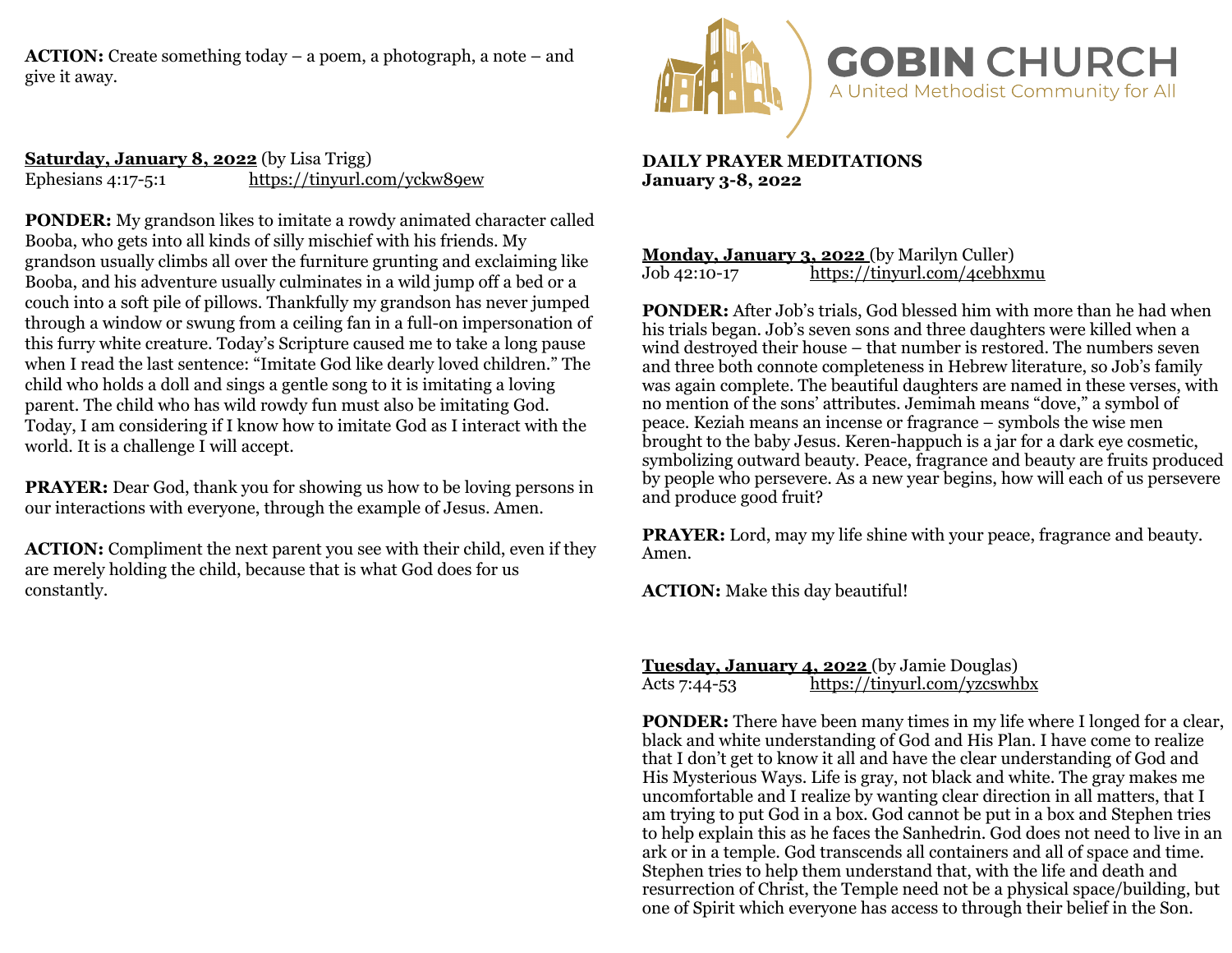**ACTION:** Create something today – a poem, a photograph, a note – and give it away.

**Saturday, January 8, 2022** (by Lisa Trigg)
Ephesians 4:17-5:1 https://tinyurl.com/yckw89ew

**PONDER:** My grandson likes to imitate a rowdy animated character called Booba, who gets into all kinds of silly mischief with his friends. My grandson usually climbs all over the furniture grunting and exclaiming like Booba, and his adventure usually culminates in a wild jump off a bed or a couch into a soft pile of pillows. Thankfully my grandson has never jumped through a window or swung from a ceiling fan in a full-on impersonation of this furry white creature. Today's Scripture caused me to take a long pause when I read the last sentence: "Imitate God like dearly loved children." The child who holds a doll and sings a gentle song to it is imitating a loving parent. The child who has wild rowdy fun must also be imitating God. Today, I am considering if I know how to imitate God as I interact with the world. It is a challenge I will accept.

**PRAYER:** Dear God, thank you for showing us how to be loving persons in our interactions with everyone, through the example of Jesus. Amen.

**ACTION:** Compliment the next parent you see with their child, even if they are merely holding the child, because that is what God does for us constantly.

# GOBIN CHURCH
A United Methodist Community for All

**DAILY PRAYER MEDITATIONS**
**January 3-8, 2022**

**Monday, January 3, 2022** (by Marilyn Culler)
Job 42:10-17 https://tinyurl.com/4cebhxmu

**PONDER:** After Job's trials, God blessed him with more than he had when his trials began. Job's seven sons and three daughters were killed when a wind destroyed their house – that number is restored. The numbers seven and three both connote completeness in Hebrew literature, so Job's family was again complete. The beautiful daughters are named in these verses, with no mention of the sons' attributes. Jemimah means "dove," a symbol of peace. Keziah means an incense or fragrance – symbols the wise men brought to the baby Jesus. Keren-happuch is a jar for a dark eye cosmetic, symbolizing outward beauty. Peace, fragrance and beauty are fruits produced by people who persevere. As a new year begins, how will each of us persevere and produce good fruit?

**PRAYER:** Lord, may my life shine with your peace, fragrance and beauty. Amen.

**ACTION:** Make this day beautiful!

**Tuesday, January 4, 2022** (by Jamie Douglas)
Acts 7:44-53 https://tinyurl.com/yzcswhbx

**PONDER:** There have been many times in my life where I longed for a clear, black and white understanding of God and His Plan. I have come to realize that I don't get to know it all and have the clear understanding of God and His Mysterious Ways. Life is gray, not black and white. The gray makes me uncomfortable and I realize by wanting clear direction in all matters, that I am trying to put God in a box. God cannot be put in a box and Stephen tries to help explain this as he faces the Sanhedrin. God does not need to live in an ark or in a temple. God transcends all containers and all of space and time. Stephen tries to help them understand that, with the life and death and resurrection of Christ, the Temple need not be a physical space/building, but one of Spirit which everyone has access to through their belief in the Son.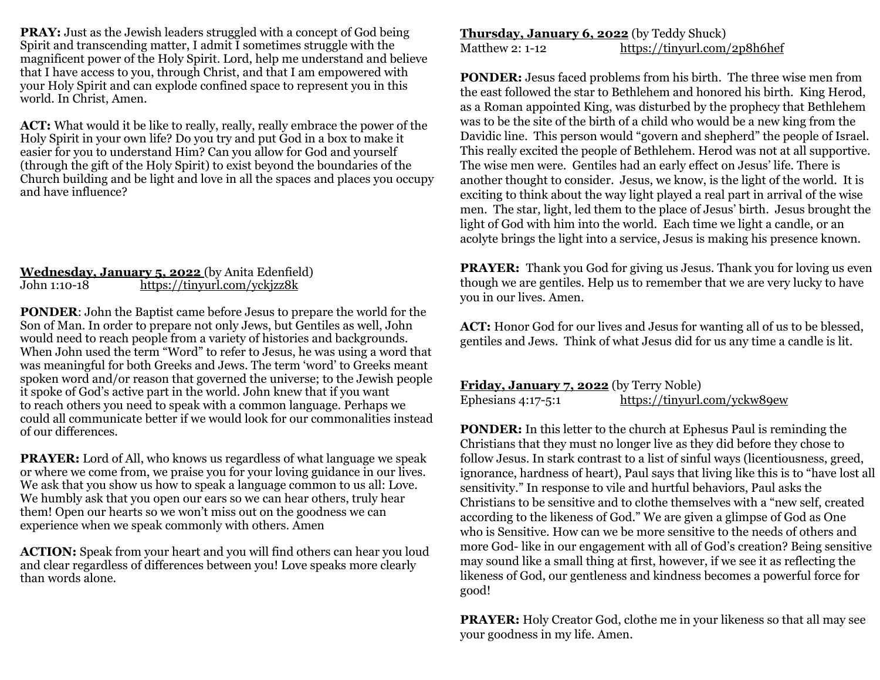**PRAY:** Just as the Jewish leaders struggled with a concept of God being Spirit and transcending matter, I admit I sometimes struggle with the magnificent power of the Holy Spirit. Lord, help me understand and believe that I have access to you, through Christ, and that I am empowered with your Holy Spirit and can explode confined space to represent you in this world. In Christ, Amen.

**ACT:** What would it be like to really, really, really embrace the power of the Holy Spirit in your own life? Do you try and put God in a box to make it easier for you to understand Him? Can you allow for God and yourself (through the gift of the Holy Spirit) to exist beyond the boundaries of the Church building and be light and love in all the spaces and places you occupy and have influence?

**Wednesday, January 5, 2022** (by Anita Edenfield)
John 1:10-18 https://tinyurl.com/yckjzz8k

**PONDER**: John the Baptist came before Jesus to prepare the world for the Son of Man. In order to prepare not only Jews, but Gentiles as well, John would need to reach people from a variety of histories and backgrounds. When John used the term "Word" to refer to Jesus, he was using a word that was meaningful for both Greeks and Jews. The term 'word' to Greeks meant spoken word and/or reason that governed the universe; to the Jewish people it spoke of God's active part in the world. John knew that if you want to reach others you need to speak with a common language. Perhaps we could all communicate better if we would look for our commonalities instead of our differences.

**PRAYER:** Lord of All, who knows us regardless of what language we speak or where we come from, we praise you for your loving guidance in our lives. We ask that you show us how to speak a language common to us all: Love. We humbly ask that you open our ears so we can hear others, truly hear them! Open our hearts so we won't miss out on the goodness we can experience when we speak commonly with others. Amen

**ACTION:** Speak from your heart and you will find others can hear you loud and clear regardless of differences between you! Love speaks more clearly than words alone.

**Thursday, January 6, 2022** (by Teddy Shuck)
Matthew 2: 1-12 https://tinyurl.com/2p8h6hef

**PONDER:** Jesus faced problems from his birth. The three wise men from the east followed the star to Bethlehem and honored his birth. King Herod, as a Roman appointed King, was disturbed by the prophecy that Bethlehem was to be the site of the birth of a child who would be a new king from the Davidic line. This person would "govern and shepherd" the people of Israel. This really excited the people of Bethlehem. Herod was not at all supportive. The wise men were. Gentiles had an early effect on Jesus' life. There is another thought to consider. Jesus, we know, is the light of the world. It is exciting to think about the way light played a real part in arrival of the wise men. The star, light, led them to the place of Jesus' birth. Jesus brought the light of God with him into the world. Each time we light a candle, or an acolyte brings the light into a service, Jesus is making his presence known.

**PRAYER:** Thank you God for giving us Jesus. Thank you for loving us even though we are gentiles. Help us to remember that we are very lucky to have you in our lives. Amen.

**ACT:** Honor God for our lives and Jesus for wanting all of us to be blessed, gentiles and Jews. Think of what Jesus did for us any time a candle is lit.

**Friday, January 7, 2022** (by Terry Noble)
Ephesians 4:17-5:1 https://tinyurl.com/yckw89ew

**PONDER:** In this letter to the church at Ephesus Paul is reminding the Christians that they must no longer live as they did before they chose to follow Jesus. In stark contrast to a list of sinful ways (licentiousness, greed, ignorance, hardness of heart), Paul says that living like this is to "have lost all sensitivity." In response to vile and hurtful behaviors, Paul asks the Christians to be sensitive and to clothe themselves with a "new self, created according to the likeness of God." We are given a glimpse of God as One who is Sensitive. How can we be more sensitive to the needs of others and more God- like in our engagement with all of God's creation? Being sensitive may sound like a small thing at first, however, if we see it as reflecting the likeness of God, our gentleness and kindness becomes a powerful force for good!

**PRAYER:** Holy Creator God, clothe me in your likeness so that all may see your goodness in my life. Amen.